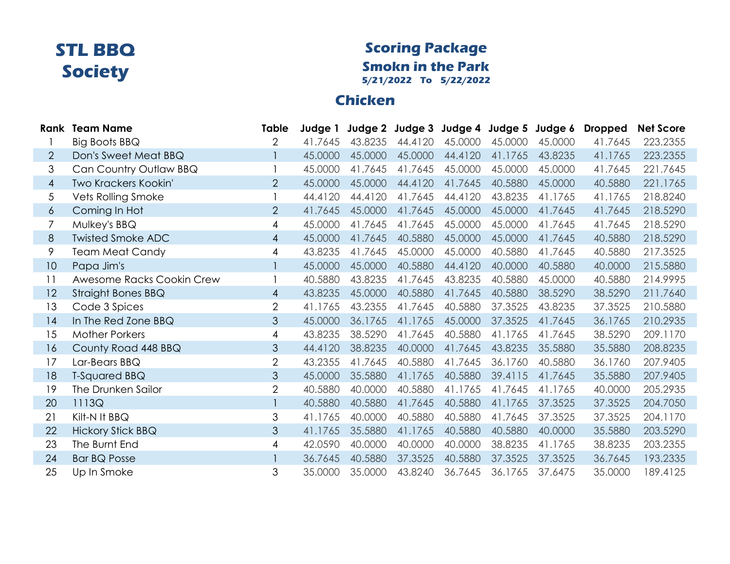# STL BBQ Society

## Scoring Package

## Smokn in the Park

**5/21/2022 To 5/22/2022**

## Chicken

| Rank | Team Name | Table | Judge 1 | Judge 2 | Judge 3 | Judge 4 | Judge 5 | Judge 6 | Dropped | Net Score |
|---|---|---|---|---|---|---|---|---|---|---|
| 1 | Big Boots BBQ | 2 | 41.7645 | 43.8235 | 44.4120 | 45.0000 | 45.0000 | 45.0000 | 41.7645 | 223.2355 |
| 2 | Don's Sweet Meat BBQ | 1 | 45.0000 | 45.0000 | 45.0000 | 44.4120 | 41.1765 | 43.8235 | 41.1765 | 223.2355 |
| 3 | Can Country Outlaw BBQ | 1 | 45.0000 | 41.7645 | 41.7645 | 45.0000 | 45.0000 | 45.0000 | 41.7645 | 221.7645 |
| 4 | Two Krackers Kookin' | 2 | 45.0000 | 45.0000 | 44.4120 | 41.7645 | 40.5880 | 45.0000 | 40.5880 | 221.1765 |
| 5 | Vets Rolling Smoke | 1 | 44.4120 | 44.4120 | 41.7645 | 44.4120 | 43.8235 | 41.1765 | 41.1765 | 218.8240 |
| 6 | Coming In Hot | 2 | 41.7645 | 45.0000 | 41.7645 | 45.0000 | 45.0000 | 41.7645 | 41.7645 | 218.5290 |
| 7 | Mulkey's BBQ | 4 | 45.0000 | 41.7645 | 41.7645 | 45.0000 | 45.0000 | 41.7645 | 41.7645 | 218.5290 |
| 8 | Twisted Smoke ADC | 4 | 45.0000 | 41.7645 | 40.5880 | 45.0000 | 45.0000 | 41.7645 | 40.5880 | 218.5290 |
| 9 | Team Meat Candy | 4 | 43.8235 | 41.7645 | 45.0000 | 45.0000 | 40.5880 | 41.7645 | 40.5880 | 217.3525 |
| 10 | Papa Jim's | 1 | 45.0000 | 45.0000 | 40.5880 | 44.4120 | 40.0000 | 40.5880 | 40.0000 | 215.5880 |
| 11 | Awesome Racks Cookin Crew | 1 | 40.5880 | 43.8235 | 41.7645 | 43.8235 | 40.5880 | 45.0000 | 40.5880 | 214.9995 |
| 12 | Straight Bones BBQ | 4 | 43.8235 | 45.0000 | 40.5880 | 41.7645 | 40.5880 | 38.5290 | 38.5290 | 211.7640 |
| 13 | Code 3 Spices | 2 | 41.1765 | 43.2355 | 41.7645 | 40.5880 | 37.3525 | 43.8235 | 37.3525 | 210.5880 |
| 14 | In The Red Zone BBQ | 3 | 45.0000 | 36.1765 | 41.1765 | 45.0000 | 37.3525 | 41.7645 | 36.1765 | 210.2935 |
| 15 | Mother Porkers | 4 | 43.8235 | 38.5290 | 41.7645 | 40.5880 | 41.1765 | 41.7645 | 38.5290 | 209.1170 |
| 16 | County Road 448 BBQ | 3 | 44.4120 | 38.8235 | 40.0000 | 41.7645 | 43.8235 | 35.5880 | 35.5880 | 208.8235 |
| 17 | Lar-Bears BBQ | 2 | 43.2355 | 41.7645 | 40.5880 | 41.7645 | 36.1760 | 40.5880 | 36.1760 | 207.9405 |
| 18 | T-Squared BBQ | 3 | 45.0000 | 35.5880 | 41.1765 | 40.5880 | 39.4115 | 41.7645 | 35.5880 | 207.9405 |
| 19 | The Drunken Sailor | 2 | 40.5880 | 40.0000 | 40.5880 | 41.1765 | 41.7645 | 41.1765 | 40.0000 | 205.2935 |
| 20 | 1113Q | 1 | 40.5880 | 40.5880 | 41.7645 | 40.5880 | 41.1765 | 37.3525 | 37.3525 | 204.7050 |
| 21 | Kilt-N It BBQ | 3 | 41.1765 | 40.0000 | 40.5880 | 40.5880 | 41.7645 | 37.3525 | 37.3525 | 204.1170 |
| 22 | Hickory Stick BBQ | 3 | 41.1765 | 35.5880 | 41.1765 | 40.5880 | 40.5880 | 40.0000 | 35.5880 | 203.5290 |
| 23 | The Burnt End | 4 | 42.0590 | 40.0000 | 40.0000 | 40.0000 | 38.8235 | 41.1765 | 38.8235 | 203.2355 |
| 24 | Bar BQ Posse | 1 | 36.7645 | 40.5880 | 37.3525 | 40.5880 | 37.3525 | 37.3525 | 36.7645 | 193.2335 |
| 25 | Up In Smoke | 3 | 35.0000 | 35.0000 | 43.8240 | 36.7645 | 36.1765 | 37.6475 | 35.0000 | 189.4125 |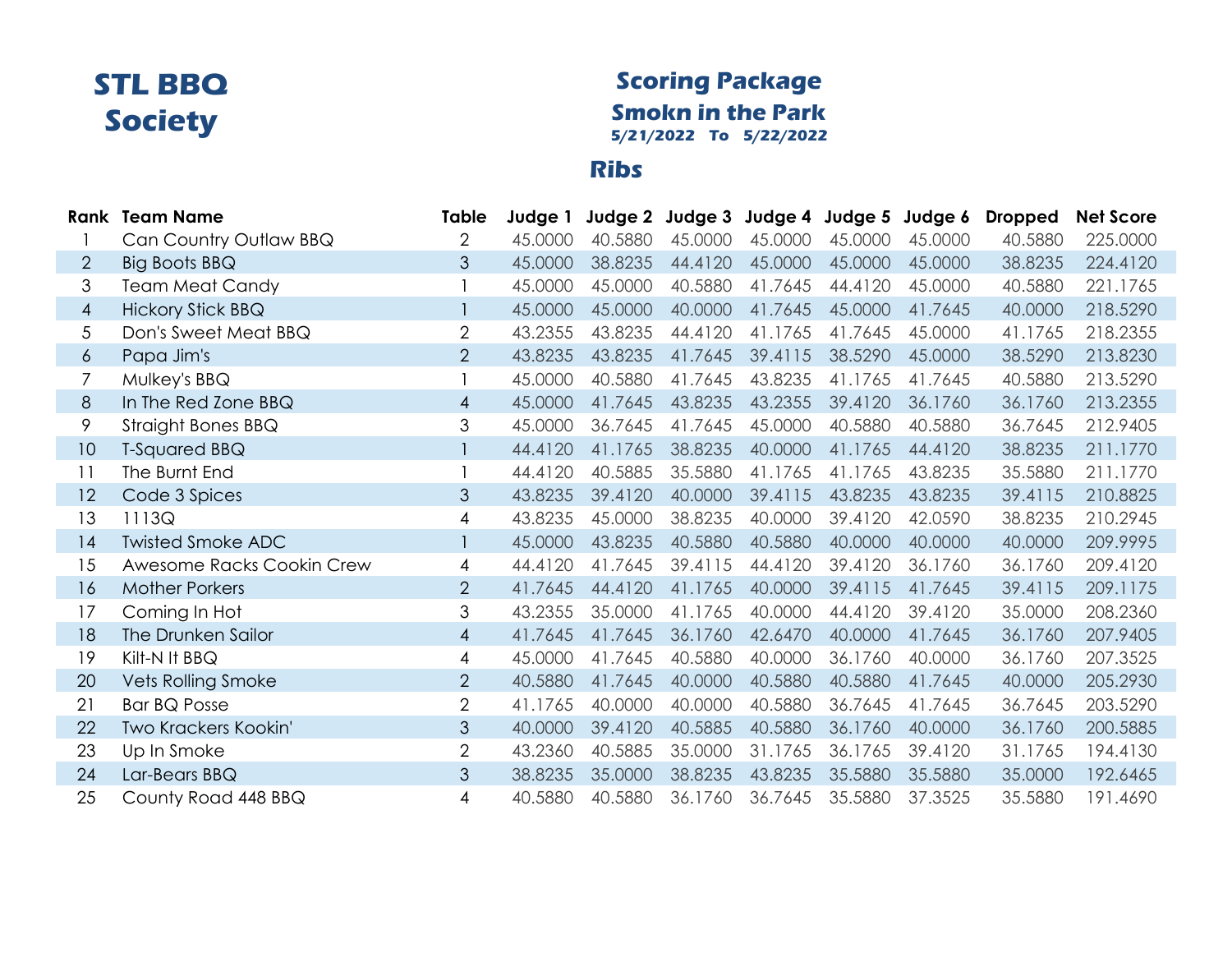# STL BBQ Society

## Scoring Package

## Smokn in the Park

**5/21/2022 To 5/22/2022**

## Ribs

| Rank | Team Name | Table | Judge 1 | Judge 2 | Judge 3 | Judge 4 | Judge 5 | Judge 6 | Dropped | Net Score |
|---|---|---|---|---|---|---|---|---|---|---|
| 1 | Can Country Outlaw BBQ | 2 | 45.0000 | 40.5880 | 45.0000 | 45.0000 | 45.0000 | 45.0000 | 40.5880 | 225.0000 |
| 2 | Big Boots BBQ | 3 | 45.0000 | 38.8235 | 44.4120 | 45.0000 | 45.0000 | 45.0000 | 38.8235 | 224.4120 |
| 3 | Team Meat Candy | 1 | 45.0000 | 45.0000 | 40.5880 | 41.7645 | 44.4120 | 45.0000 | 40.5880 | 221.1765 |
| 4 | Hickory Stick BBQ | 1 | 45.0000 | 45.0000 | 40.0000 | 41.7645 | 45.0000 | 41.7645 | 40.0000 | 218.5290 |
| 5 | Don's Sweet Meat BBQ | 2 | 43.2355 | 43.8235 | 44.4120 | 41.1765 | 41.7645 | 45.0000 | 41.1765 | 218.2355 |
| 6 | Papa Jim's | 2 | 43.8235 | 43.8235 | 41.7645 | 39.4115 | 38.5290 | 45.0000 | 38.5290 | 213.8230 |
| 7 | Mulkey's BBQ | 1 | 45.0000 | 40.5880 | 41.7645 | 43.8235 | 41.1765 | 41.7645 | 40.5880 | 213.5290 |
| 8 | In The Red Zone BBQ | 4 | 45.0000 | 41.7645 | 43.8235 | 43.2355 | 39.4120 | 36.1760 | 36.1760 | 213.2355 |
| 9 | Straight Bones BBQ | 3 | 45.0000 | 36.7645 | 41.7645 | 45.0000 | 40.5880 | 40.5880 | 36.7645 | 212.9405 |
| 10 | T-Squared BBQ | 1 | 44.4120 | 41.1765 | 38.8235 | 40.0000 | 41.1765 | 44.4120 | 38.8235 | 211.1770 |
| 11 | The Burnt End | 1 | 44.4120 | 40.5885 | 35.5880 | 41.1765 | 41.1765 | 43.8235 | 35.5880 | 211.1770 |
| 12 | Code 3 Spices | 3 | 43.8235 | 39.4120 | 40.0000 | 39.4115 | 43.8235 | 43.8235 | 39.4115 | 210.8825 |
| 13 | 1113Q | 4 | 43.8235 | 45.0000 | 38.8235 | 40.0000 | 39.4120 | 42.0590 | 38.8235 | 210.2945 |
| 14 | Twisted Smoke ADC | 1 | 45.0000 | 43.8235 | 40.5880 | 40.5880 | 40.0000 | 40.0000 | 40.0000 | 209.9995 |
| 15 | Awesome Racks Cookin Crew | 4 | 44.4120 | 41.7645 | 39.4115 | 44.4120 | 39.4120 | 36.1760 | 36.1760 | 209.4120 |
| 16 | Mother Porkers | 2 | 41.7645 | 44.4120 | 41.1765 | 40.0000 | 39.4115 | 41.7645 | 39.4115 | 209.1175 |
| 17 | Coming In Hot | 3 | 43.2355 | 35.0000 | 41.1765 | 40.0000 | 44.4120 | 39.4120 | 35.0000 | 208.2360 |
| 18 | The Drunken Sailor | 4 | 41.7645 | 41.7645 | 36.1760 | 42.6470 | 40.0000 | 41.7645 | 36.1760 | 207.9405 |
| 19 | Kilt-N It BBQ | 4 | 45.0000 | 41.7645 | 40.5880 | 40.0000 | 36.1760 | 40.0000 | 36.1760 | 207.3525 |
| 20 | Vets Rolling Smoke | 2 | 40.5880 | 41.7645 | 40.0000 | 40.5880 | 40.5880 | 41.7645 | 40.0000 | 205.2930 |
| 21 | Bar BQ Posse | 2 | 41.1765 | 40.0000 | 40.0000 | 40.5880 | 36.7645 | 41.7645 | 36.7645 | 203.5290 |
| 22 | Two Krackers Kookin' | 3 | 40.0000 | 39.4120 | 40.5885 | 40.5880 | 36.1760 | 40.0000 | 36.1760 | 200.5885 |
| 23 | Up In Smoke | 2 | 43.2360 | 40.5885 | 35.0000 | 31.1765 | 36.1765 | 39.4120 | 31.1765 | 194.4130 |
| 24 | Lar-Bears BBQ | 3 | 38.8235 | 35.0000 | 38.8235 | 43.8235 | 35.5880 | 35.5880 | 35.0000 | 192.6465 |
| 25 | County Road 448 BBQ | 4 | 40.5880 | 40.5880 | 36.1760 | 36.7645 | 35.5880 | 37.3525 | 35.5880 | 191.4690 |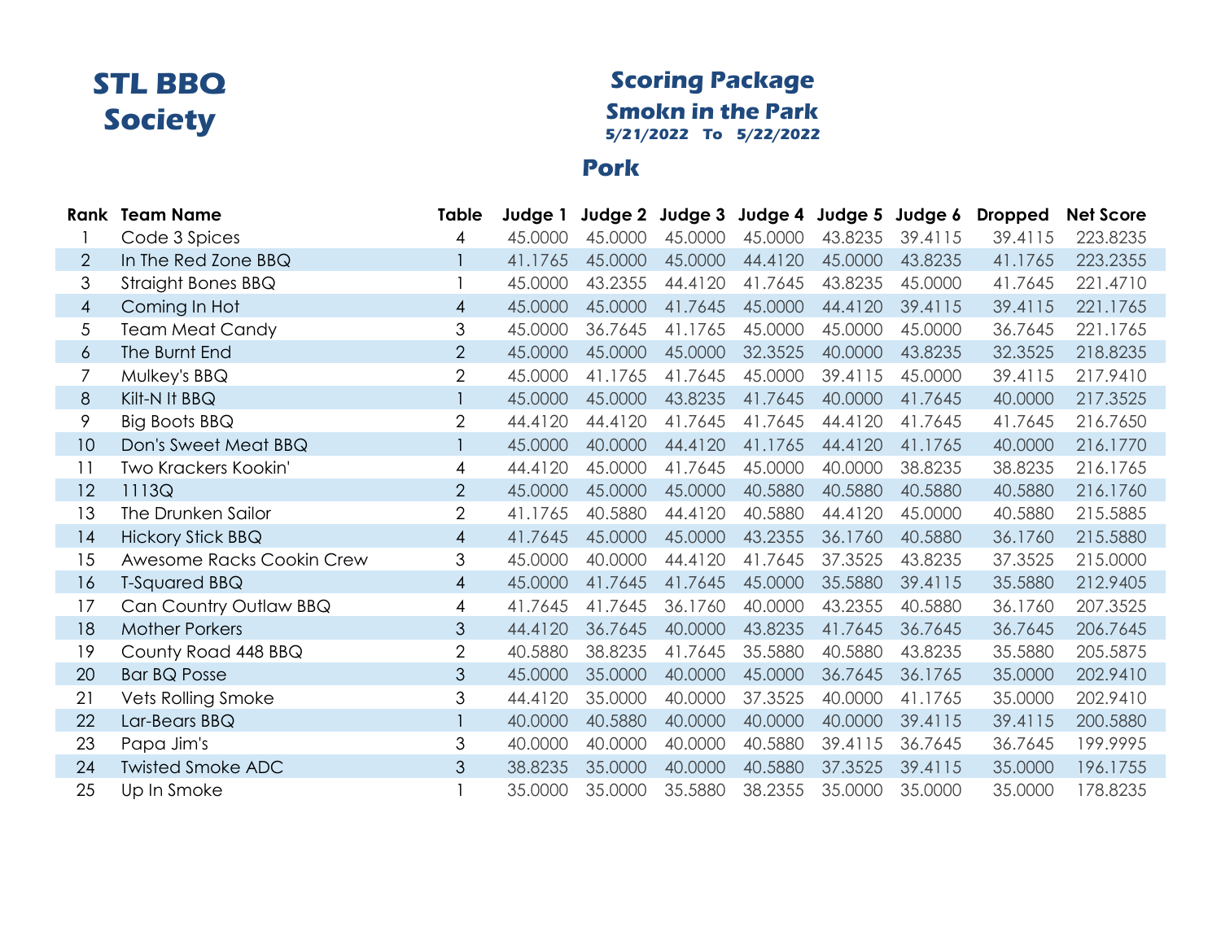# STL BBQ Society

## Scoring Package

### Smokn in the Park

**5/21/2022 To 5/22/2022**

## Pork

| Rank | Team Name | Table | Judge 1 | Judge 2 | Judge 3 | Judge 4 | Judge 5 | Judge 6 | Dropped | Net Score |
|---|---|---|---|---|---|---|---|---|---|---|
| 1 | Code 3 Spices | 4 | 45.0000 | 45.0000 | 45.0000 | 45.0000 | 43.8235 | 39.4115 | 39.4115 | 223.8235 |
| 2 | In The Red Zone BBQ | 1 | 41.1765 | 45.0000 | 45.0000 | 44.4120 | 45.0000 | 43.8235 | 41.1765 | 223.2355 |
| 3 | Straight Bones BBQ | 1 | 45.0000 | 43.2355 | 44.4120 | 41.7645 | 43.8235 | 45.0000 | 41.7645 | 221.4710 |
| 4 | Coming In Hot | 4 | 45.0000 | 45.0000 | 41.7645 | 45.0000 | 44.4120 | 39.4115 | 39.4115 | 221.1765 |
| 5 | Team Meat Candy | 3 | 45.0000 | 36.7645 | 41.1765 | 45.0000 | 45.0000 | 45.0000 | 36.7645 | 221.1765 |
| 6 | The Burnt End | 2 | 45.0000 | 45.0000 | 45.0000 | 32.3525 | 40.0000 | 43.8235 | 32.3525 | 218.8235 |
| 7 | Mulkey's BBQ | 2 | 45.0000 | 41.1765 | 41.7645 | 45.0000 | 39.4115 | 45.0000 | 39.4115 | 217.9410 |
| 8 | Kilt-N It BBQ | 1 | 45.0000 | 45.0000 | 43.8235 | 41.7645 | 40.0000 | 41.7645 | 40.0000 | 217.3525 |
| 9 | Big Boots BBQ | 2 | 44.4120 | 44.4120 | 41.7645 | 41.7645 | 44.4120 | 41.7645 | 41.7645 | 216.7650 |
| 10 | Don's Sweet Meat BBQ | 1 | 45.0000 | 40.0000 | 44.4120 | 41.1765 | 44.4120 | 41.1765 | 40.0000 | 216.1770 |
| 11 | Two Krackers Kookin' | 4 | 44.4120 | 45.0000 | 41.7645 | 45.0000 | 40.0000 | 38.8235 | 38.8235 | 216.1765 |
| 12 | 1113Q | 2 | 45.0000 | 45.0000 | 45.0000 | 40.5880 | 40.5880 | 40.5880 | 40.5880 | 216.1760 |
| 13 | The Drunken Sailor | 2 | 41.1765 | 40.5880 | 44.4120 | 40.5880 | 44.4120 | 45.0000 | 40.5880 | 215.5885 |
| 14 | Hickory Stick BBQ | 4 | 41.7645 | 45.0000 | 45.0000 | 43.2355 | 36.1760 | 40.5880 | 36.1760 | 215.5880 |
| 15 | Awesome Racks Cookin Crew | 3 | 45.0000 | 40.0000 | 44.4120 | 41.7645 | 37.3525 | 43.8235 | 37.3525 | 215.0000 |
| 16 | T-Squared BBQ | 4 | 45.0000 | 41.7645 | 41.7645 | 45.0000 | 35.5880 | 39.4115 | 35.5880 | 212.9405 |
| 17 | Can Country Outlaw BBQ | 4 | 41.7645 | 41.7645 | 36.1760 | 40.0000 | 43.2355 | 40.5880 | 36.1760 | 207.3525 |
| 18 | Mother Porkers | 3 | 44.4120 | 36.7645 | 40.0000 | 43.8235 | 41.7645 | 36.7645 | 36.7645 | 206.7645 |
| 19 | County Road 448 BBQ | 2 | 40.5880 | 38.8235 | 41.7645 | 35.5880 | 40.5880 | 43.8235 | 35.5880 | 205.5875 |
| 20 | Bar BQ Posse | 3 | 45.0000 | 35.0000 | 40.0000 | 45.0000 | 36.7645 | 36.1765 | 35.0000 | 202.9410 |
| 21 | Vets Rolling Smoke | 3 | 44.4120 | 35.0000 | 40.0000 | 37.3525 | 40.0000 | 41.1765 | 35.0000 | 202.9410 |
| 22 | Lar-Bears BBQ | 1 | 40.0000 | 40.5880 | 40.0000 | 40.0000 | 40.0000 | 39.4115 | 39.4115 | 200.5880 |
| 23 | Papa Jim's | 3 | 40.0000 | 40.0000 | 40.0000 | 40.5880 | 39.4115 | 36.7645 | 36.7645 | 199.9995 |
| 24 | Twisted Smoke ADC | 3 | 38.8235 | 35.0000 | 40.0000 | 40.5880 | 37.3525 | 39.4115 | 35.0000 | 196.1755 |
| 25 | Up In Smoke | 1 | 35.0000 | 35.0000 | 35.5880 | 38.2355 | 35.0000 | 35.0000 | 35.0000 | 178.8235 |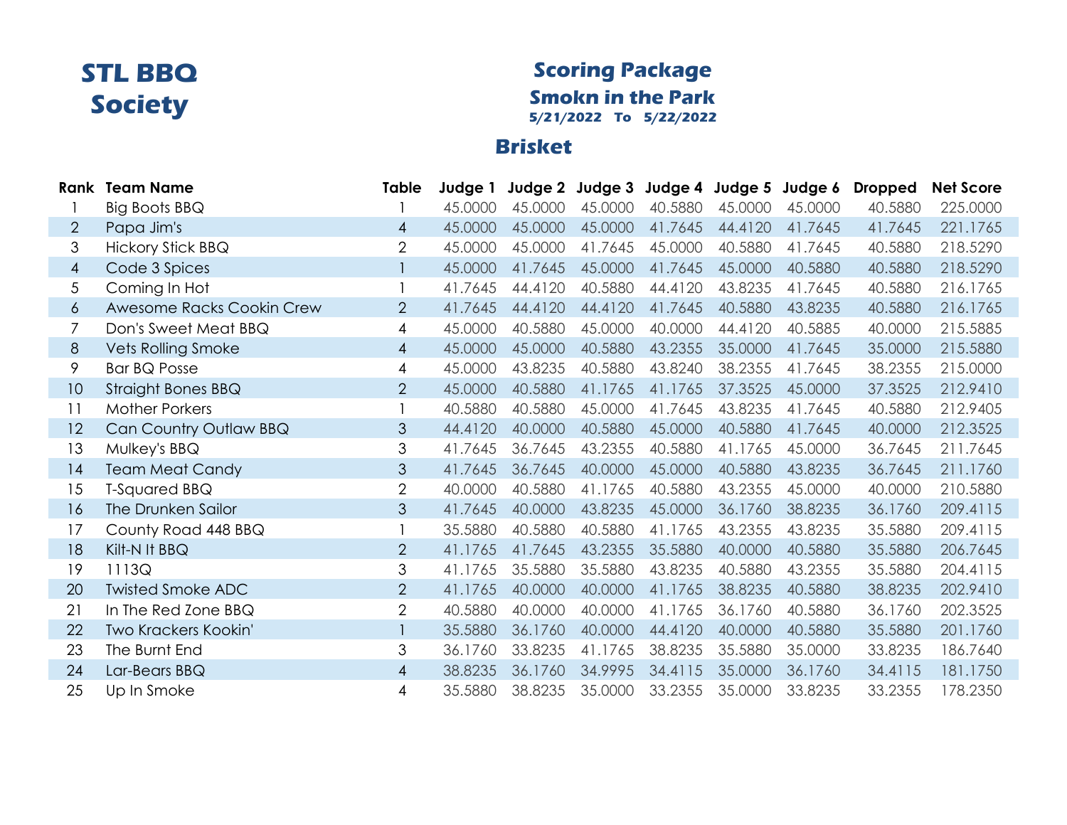# STL BBQ Society

## Scoring Package

## Smokn in the Park

**5/21/2022 To 5/22/2022**

## Brisket

| Rank | Team Name | Table | Judge 1 | Judge 2 | Judge 3 | Judge 4 | Judge 5 | Judge 6 | Dropped | Net Score |
|---|---|---|---|---|---|---|---|---|---|---|
| 1 | Big Boots BBQ | 1 | 45.0000 | 45.0000 | 45.0000 | 40.5880 | 45.0000 | 45.0000 | 40.5880 | 225.0000 |
| 2 | Papa Jim's | 4 | 45.0000 | 45.0000 | 45.0000 | 41.7645 | 44.4120 | 41.7645 | 41.7645 | 221.1765 |
| 3 | Hickory Stick BBQ | 2 | 45.0000 | 45.0000 | 41.7645 | 45.0000 | 40.5880 | 41.7645 | 40.5880 | 218.5290 |
| 4 | Code 3 Spices | 1 | 45.0000 | 41.7645 | 45.0000 | 41.7645 | 45.0000 | 40.5880 | 40.5880 | 218.5290 |
| 5 | Coming In Hot | 1 | 41.7645 | 44.4120 | 40.5880 | 44.4120 | 43.8235 | 41.7645 | 40.5880 | 216.1765 |
| 6 | Awesome Racks Cookin Crew | 2 | 41.7645 | 44.4120 | 44.4120 | 41.7645 | 40.5880 | 43.8235 | 40.5880 | 216.1765 |
| 7 | Don's Sweet Meat BBQ | 4 | 45.0000 | 40.5880 | 45.0000 | 40.0000 | 44.4120 | 40.5885 | 40.0000 | 215.5885 |
| 8 | Vets Rolling Smoke | 4 | 45.0000 | 45.0000 | 40.5880 | 43.2355 | 35.0000 | 41.7645 | 35.0000 | 215.5880 |
| 9 | Bar BQ Posse | 4 | 45.0000 | 43.8235 | 40.5880 | 43.8240 | 38.2355 | 41.7645 | 38.2355 | 215.0000 |
| 10 | Straight Bones BBQ | 2 | 45.0000 | 40.5880 | 41.1765 | 41.1765 | 37.3525 | 45.0000 | 37.3525 | 212.9410 |
| 11 | Mother Porkers | 1 | 40.5880 | 40.5880 | 45.0000 | 41.7645 | 43.8235 | 41.7645 | 40.5880 | 212.9405 |
| 12 | Can Country Outlaw BBQ | 3 | 44.4120 | 40.0000 | 40.5880 | 45.0000 | 40.5880 | 41.7645 | 40.0000 | 212.3525 |
| 13 | Mulkey's BBQ | 3 | 41.7645 | 36.7645 | 43.2355 | 40.5880 | 41.1765 | 45.0000 | 36.7645 | 211.7645 |
| 14 | Team Meat Candy | 3 | 41.7645 | 36.7645 | 40.0000 | 45.0000 | 40.5880 | 43.8235 | 36.7645 | 211.1760 |
| 15 | T-Squared BBQ | 2 | 40.0000 | 40.5880 | 41.1765 | 40.5880 | 43.2355 | 45.0000 | 40.0000 | 210.5880 |
| 16 | The Drunken Sailor | 3 | 41.7645 | 40.0000 | 43.8235 | 45.0000 | 36.1760 | 38.8235 | 36.1760 | 209.4115 |
| 17 | County Road 448 BBQ | 1 | 35.5880 | 40.5880 | 40.5880 | 41.1765 | 43.2355 | 43.8235 | 35.5880 | 209.4115 |
| 18 | Kilt-N It BBQ | 2 | 41.1765 | 41.7645 | 43.2355 | 35.5880 | 40.0000 | 40.5880 | 35.5880 | 206.7645 |
| 19 | 1113Q | 3 | 41.1765 | 35.5880 | 35.5880 | 43.8235 | 40.5880 | 43.2355 | 35.5880 | 204.4115 |
| 20 | Twisted Smoke ADC | 2 | 41.1765 | 40.0000 | 40.0000 | 41.1765 | 38.8235 | 40.5880 | 38.8235 | 202.9410 |
| 21 | In The Red Zone BBQ | 2 | 40.5880 | 40.0000 | 40.0000 | 41.1765 | 36.1760 | 40.5880 | 36.1760 | 202.3525 |
| 22 | Two Krackers Kookin' | 1 | 35.5880 | 36.1760 | 40.0000 | 44.4120 | 40.0000 | 40.5880 | 35.5880 | 201.1760 |
| 23 | The Burnt End | 3 | 36.1760 | 33.8235 | 41.1765 | 38.8235 | 35.5880 | 35.0000 | 33.8235 | 186.7640 |
| 24 | Lar-Bears BBQ | 4 | 38.8235 | 36.1760 | 34.9995 | 34.4115 | 35.0000 | 36.1760 | 34.4115 | 181.1750 |
| 25 | Up In Smoke | 4 | 35.5880 | 38.8235 | 35.0000 | 33.2355 | 35.0000 | 33.8235 | 33.2355 | 178.2350 |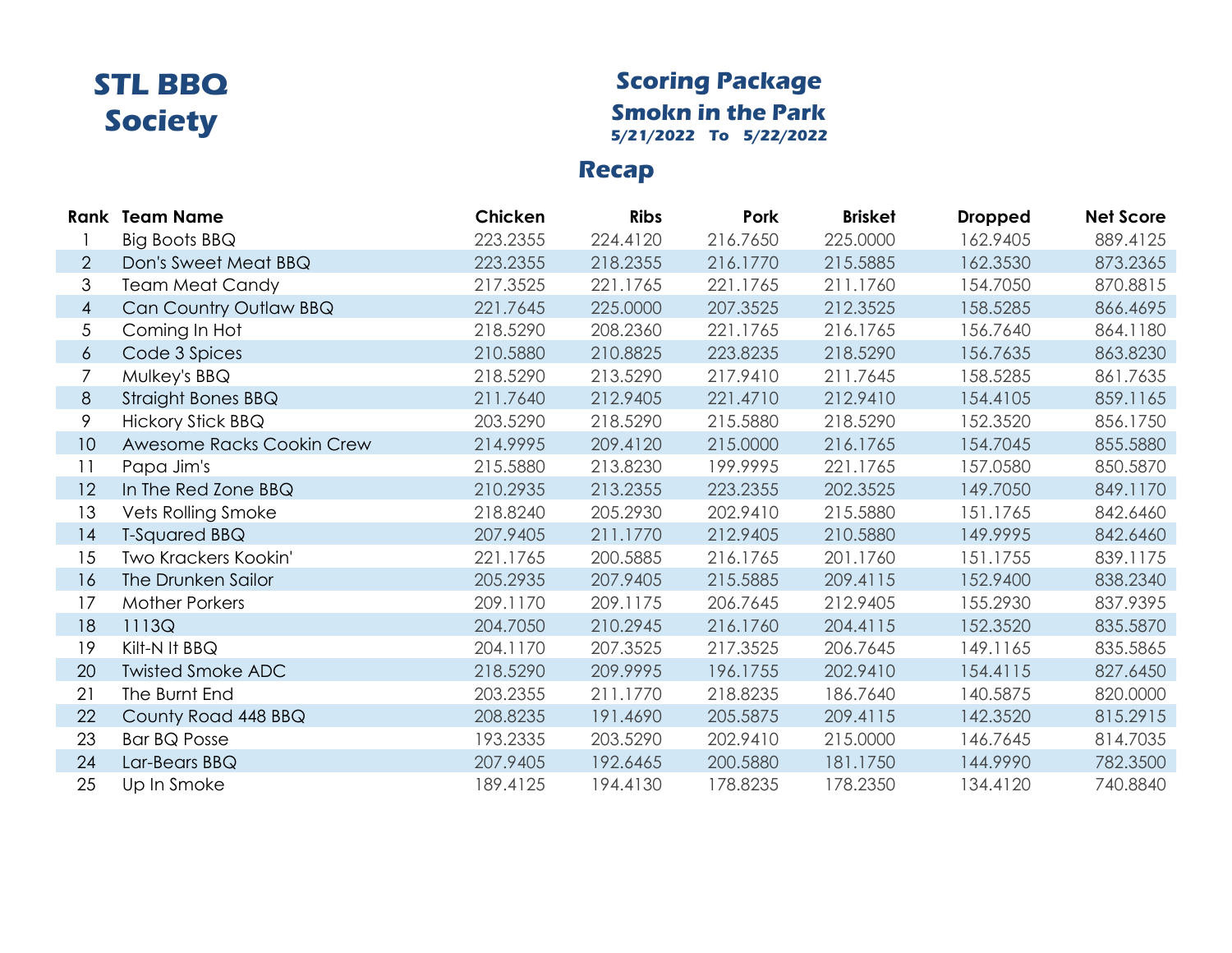# STL BBQ Society

## Scoring Package

## Smokn in the Park

**5/21/2022 To 5/22/2022**

## Recap

| Rank | Team Name | Chicken | Ribs | Pork | Brisket | Dropped | Net Score |
|---|---|---|---|---|---|---|---|
| 1 | Big Boots BBQ | 223.2355 | 224.4120 | 216.7650 | 225.0000 | 162.9405 | 889.4125 |
| 2 | Don's Sweet Meat BBQ | 223.2355 | 218.2355 | 216.1770 | 215.5885 | 162.3530 | 873.2365 |
| 3 | Team Meat Candy | 217.3525 | 221.1765 | 221.1765 | 211.1760 | 154.7050 | 870.8815 |
| 4 | Can Country Outlaw BBQ | 221.7645 | 225.0000 | 207.3525 | 212.3525 | 158.5285 | 866.4695 |
| 5 | Coming In Hot | 218.5290 | 208.2360 | 221.1765 | 216.1765 | 156.7640 | 864.1180 |
| 6 | Code 3 Spices | 210.5880 | 210.8825 | 223.8235 | 218.5290 | 156.7635 | 863.8230 |
| 7 | Mulkey's BBQ | 218.5290 | 213.5290 | 217.9410 | 211.7645 | 158.5285 | 861.7635 |
| 8 | Straight Bones BBQ | 211.7640 | 212.9405 | 221.4710 | 212.9410 | 154.4105 | 859.1165 |
| 9 | Hickory Stick BBQ | 203.5290 | 218.5290 | 215.5880 | 218.5290 | 152.3520 | 856.1750 |
| 10 | Awesome Racks Cookin Crew | 214.9995 | 209.4120 | 215.0000 | 216.1765 | 154.7045 | 855.5880 |
| 11 | Papa Jim's | 215.5880 | 213.8230 | 199.9995 | 221.1765 | 157.0580 | 850.5870 |
| 12 | In The Red Zone BBQ | 210.2935 | 213.2355 | 223.2355 | 202.3525 | 149.7050 | 849.1170 |
| 13 | Vets Rolling Smoke | 218.8240 | 205.2930 | 202.9410 | 215.5880 | 151.1765 | 842.6460 |
| 14 | T-Squared BBQ | 207.9405 | 211.1770 | 212.9405 | 210.5880 | 149.9995 | 842.6460 |
| 15 | Two Krackers Kookin' | 221.1765 | 200.5885 | 216.1765 | 201.1760 | 151.1755 | 839.1175 |
| 16 | The Drunken Sailor | 205.2935 | 207.9405 | 215.5885 | 209.4115 | 152.9400 | 838.2340 |
| 17 | Mother Porkers | 209.1170 | 209.1175 | 206.7645 | 212.9405 | 155.2930 | 837.9395 |
| 18 | 1113Q | 204.7050 | 210.2945 | 216.1760 | 204.4115 | 152.3520 | 835.5870 |
| 19 | Kilt-N It BBQ | 204.1170 | 207.3525 | 217.3525 | 206.7645 | 149.1165 | 835.5865 |
| 20 | Twisted Smoke ADC | 218.5290 | 209.9995 | 196.1755 | 202.9410 | 154.4115 | 827.6450 |
| 21 | The Burnt End | 203.2355 | 211.1770 | 218.8235 | 186.7640 | 140.5875 | 820.0000 |
| 22 | County Road 448 BBQ | 208.8235 | 191.4690 | 205.5875 | 209.4115 | 142.3520 | 815.2915 |
| 23 | Bar BQ Posse | 193.2335 | 203.5290 | 202.9410 | 215.0000 | 146.7645 | 814.7035 |
| 24 | Lar-Bears BBQ | 207.9405 | 192.6465 | 200.5880 | 181.1750 | 144.9990 | 782.3500 |
| 25 | Up In Smoke | 189.4125 | 194.4130 | 178.8235 | 178.2350 | 134.4120 | 740.8840 |